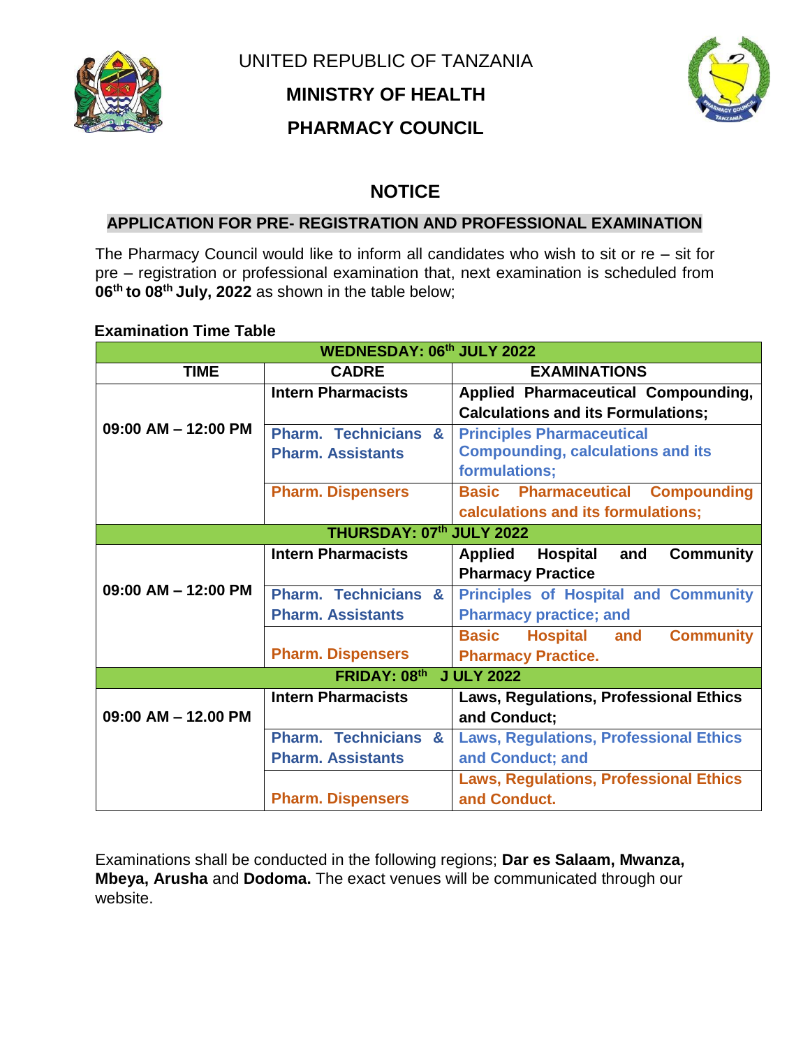UNITED REPUBLIC OF TANZANIA

**MINISTRY OF HEALTH**

**PHARMACY COUNCIL**

# NOTICE

## APPLICATION FOR PRE- REGISTRATION AND PROFESSIONAL EXAMINATION

The Pharmacy Council would like to inform all candidates who wish to sit or re – sit for pre – registration or professional examination that, next examination is scheduled from **06th to 08th July, 2022** as shown in the table below;

**Examination Time Table**

| TIME | CADRE | EXAMINATIONS |
|---|---|---|
| **WEDNESDAY: 06th JULY 2022** | | |
| 09:00 AM – 12:00 PM | **Intern Pharmacists** | **Applied Pharmaceutical Compounding, Calculations and its Formulations;** |
| | **Pharm. Technicians & Pharm. Assistants** | **Principles Pharmaceutical Compounding, calculations and its formulations;** |
| | **Pharm. Dispensers** | **Basic Pharmaceutical Compounding calculations and its formulations;** |
| **THURSDAY: 07th JULY 2022** | | |
| 09:00 AM – 12:00 PM | **Intern Pharmacists** | **Applied Hospital and Community Pharmacy Practice** |
| | **Pharm. Technicians & Pharm. Assistants** | **Principles of Hospital and Community Pharmacy practice; and** |
| | **Pharm. Dispensers** | **Basic Hospital and Community Pharmacy Practice.** |
| **FRIDAY: 08th J ULY 2022** | | |
| 09:00 AM – 12.00 PM | **Intern Pharmacists** | **Laws, Regulations, Professional Ethics and Conduct;** |
| | **Pharm. Technicians & Pharm. Assistants** | **Laws, Regulations, Professional Ethics and Conduct; and** |
| | **Pharm. Dispensers** | **Laws, Regulations, Professional Ethics and Conduct.** |

Examinations shall be conducted in the following regions; **Dar es Salaam, Mwanza, Mbeya, Arusha** and **Dodoma.** The exact venues will be communicated through our website.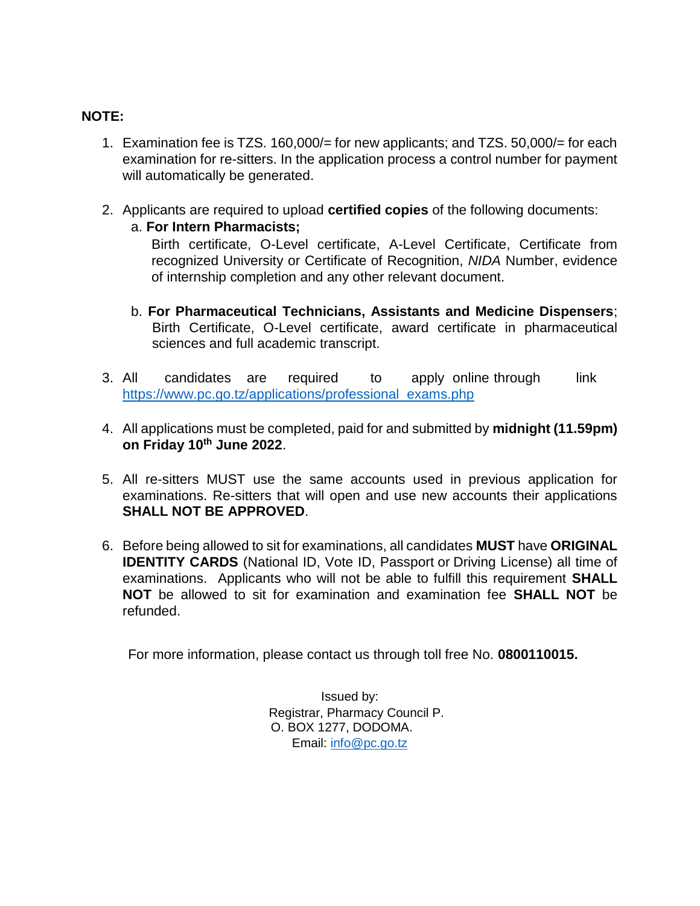**NOTE:**

1. Examination fee is TZS. 160,000/= for new applicants; and TZS. 50,000/= for each examination for re-sitters. In the application process a control number for payment will automatically be generated.

2. Applicants are required to upload **certified copies** of the following documents:
   a. **For Intern Pharmacists;**
      Birth certificate, O-Level certificate, A-Level Certificate, Certificate from recognized University or Certificate of Recognition, *NIDA* Number, evidence of internship completion and any other relevant document.

   b. **For Pharmaceutical Technicians, Assistants and Medicine Dispensers**;
      Birth Certificate, O-Level certificate, award certificate in pharmaceutical sciences and full academic transcript.

3. All candidates are required to apply online through link https://www.pc.go.tz/applications/professional_exams.php

4. All applications must be completed, paid for and submitted by **midnight (11.59pm) on Friday 10th June 2022**.

5. All re-sitters MUST use the same accounts used in previous application for examinations. Re-sitters that will open and use new accounts their applications **SHALL NOT BE APPROVED**.

6. Before being allowed to sit for examinations, all candidates **MUST** have **ORIGINAL IDENTITY CARDS** (National ID, Vote ID, Passport or Driving License) all time of examinations. Applicants who will not be able to fulfill this requirement **SHALL NOT** be allowed to sit for examination and examination fee **SHALL NOT** be refunded.

For more information, please contact us through toll free No. **0800110015.**

Issued by:
Registrar, Pharmacy Council P.
O. BOX 1277, DODOMA.
Email: info@pc.go.tz